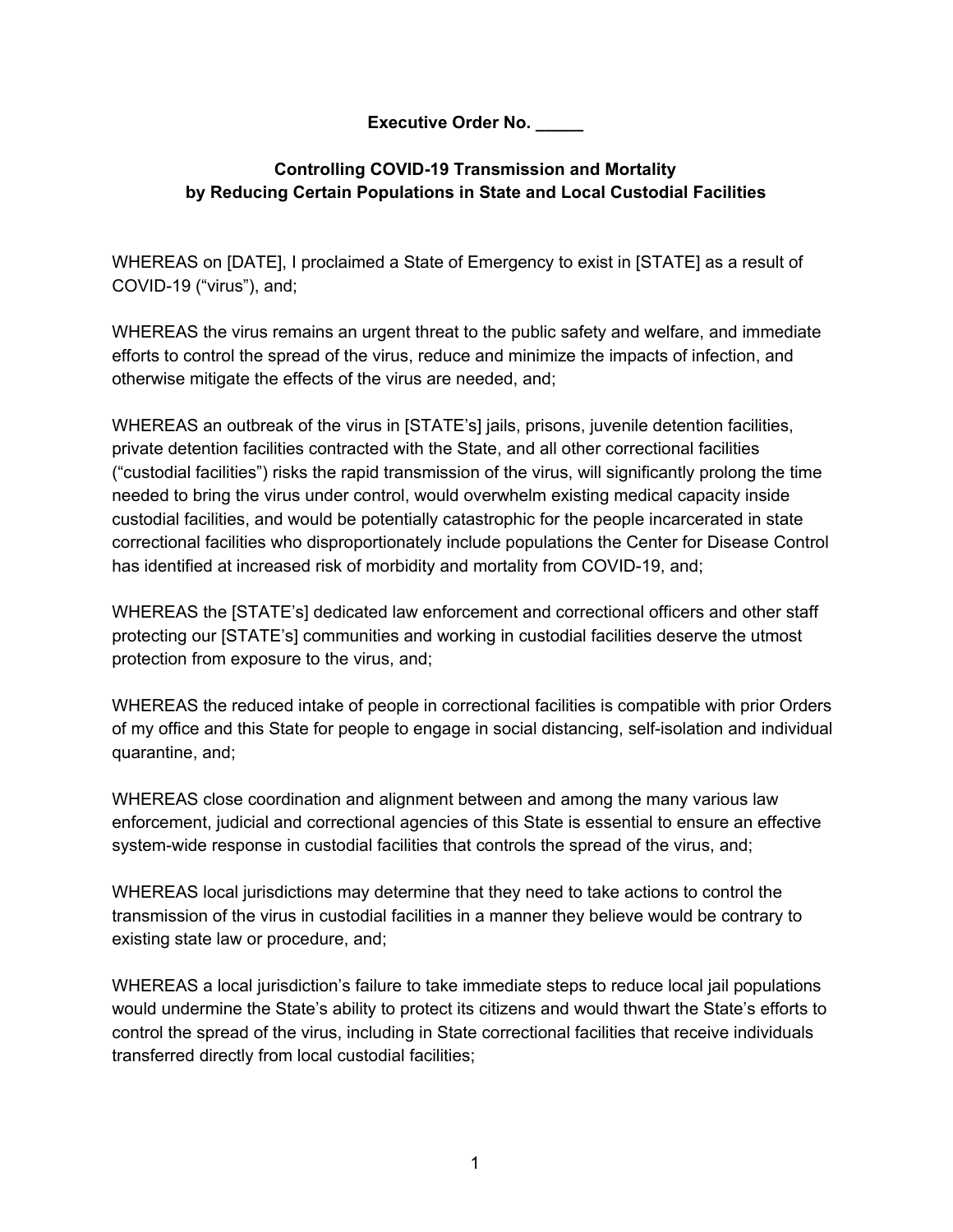**Executive Order No. _____**

**Controlling COVID-19 Transmission and Mortality by Reducing Certain Populations in State and Local Custodial Facilities**

WHEREAS on [DATE], I proclaimed a State of Emergency to exist in [STATE] as a result of COVID-19 ("virus"), and;

WHEREAS the virus remains an urgent threat to the public safety and welfare, and immediate efforts to control the spread of the virus, reduce and minimize the impacts of infection, and otherwise mitigate the effects of the virus are needed, and;

WHEREAS an outbreak of the virus in [STATE's] jails, prisons, juvenile detention facilities, private detention facilities contracted with the State, and all other correctional facilities ("custodial facilities") risks the rapid transmission of the virus, will significantly prolong the time needed to bring the virus under control, would overwhelm existing medical capacity inside custodial facilities, and would be potentially catastrophic for the people incarcerated in state correctional facilities who disproportionately include populations the Center for Disease Control has identified at increased risk of morbidity and mortality from COVID-19, and;

WHEREAS the [STATE's] dedicated law enforcement and correctional officers and other staff protecting our [STATE's] communities and working in custodial facilities deserve the utmost protection from exposure to the virus, and;

WHEREAS the reduced intake of people in correctional facilities is compatible with prior Orders of my office and this State for people to engage in social distancing, self-isolation and individual quarantine, and;

WHEREAS close coordination and alignment between and among the many various law enforcement, judicial and correctional agencies of this State is essential to ensure an effective system-wide response in custodial facilities that controls the spread of the virus, and;

WHEREAS local jurisdictions may determine that they need to take actions to control the transmission of the virus in custodial facilities in a manner they believe would be contrary to existing state law or procedure, and;

WHEREAS a local jurisdiction's failure to take immediate steps to reduce local jail populations would undermine the State's ability to protect its citizens and would thwart the State's efforts to control the spread of the virus, including in State correctional facilities that receive individuals transferred directly from local custodial facilities;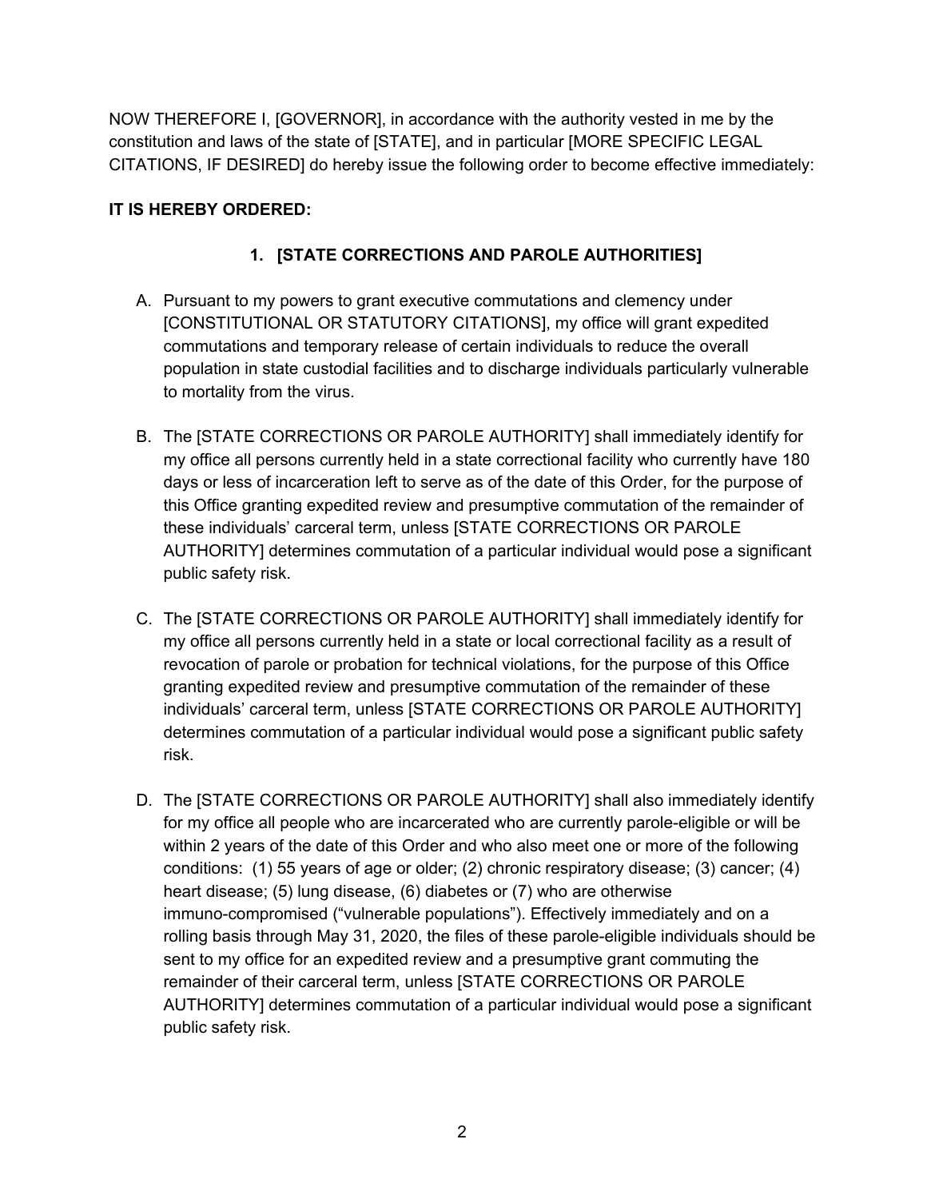NOW THEREFORE I, [GOVERNOR], in accordance with the authority vested in me by the constitution and laws of the state of [STATE], and in particular [MORE SPECIFIC LEGAL CITATIONS, IF DESIRED] do hereby issue the following order to become effective immediately:

**IT IS HEREBY ORDERED:**

## 1. [STATE CORRECTIONS AND PAROLE AUTHORITIES]

A. Pursuant to my powers to grant executive commutations and clemency under [CONSTITUTIONAL OR STATUTORY CITATIONS], my office will grant expedited commutations and temporary release of certain individuals to reduce the overall population in state custodial facilities and to discharge individuals particularly vulnerable to mortality from the virus.

B. The [STATE CORRECTIONS OR PAROLE AUTHORITY] shall immediately identify for my office all persons currently held in a state correctional facility who currently have 180 days or less of incarceration left to serve as of the date of this Order, for the purpose of this Office granting expedited review and presumptive commutation of the remainder of these individuals' carceral term, unless [STATE CORRECTIONS OR PAROLE AUTHORITY] determines commutation of a particular individual would pose a significant public safety risk.

C. The [STATE CORRECTIONS OR PAROLE AUTHORITY] shall immediately identify for my office all persons currently held in a state or local correctional facility as a result of revocation of parole or probation for technical violations, for the purpose of this Office granting expedited review and presumptive commutation of the remainder of these individuals' carceral term, unless [STATE CORRECTIONS OR PAROLE AUTHORITY] determines commutation of a particular individual would pose a significant public safety risk.

D. The [STATE CORRECTIONS OR PAROLE AUTHORITY] shall also immediately identify for my office all people who are incarcerated who are currently parole-eligible or will be within 2 years of the date of this Order and who also meet one or more of the following conditions: (1) 55 years of age or older; (2) chronic respiratory disease; (3) cancer; (4) heart disease; (5) lung disease, (6) diabetes or (7) who are otherwise immuno-compromised ("vulnerable populations"). Effectively immediately and on a rolling basis through May 31, 2020, the files of these parole-eligible individuals should be sent to my office for an expedited review and a presumptive grant commuting the remainder of their carceral term, unless [STATE CORRECTIONS OR PAROLE AUTHORITY] determines commutation of a particular individual would pose a significant public safety risk.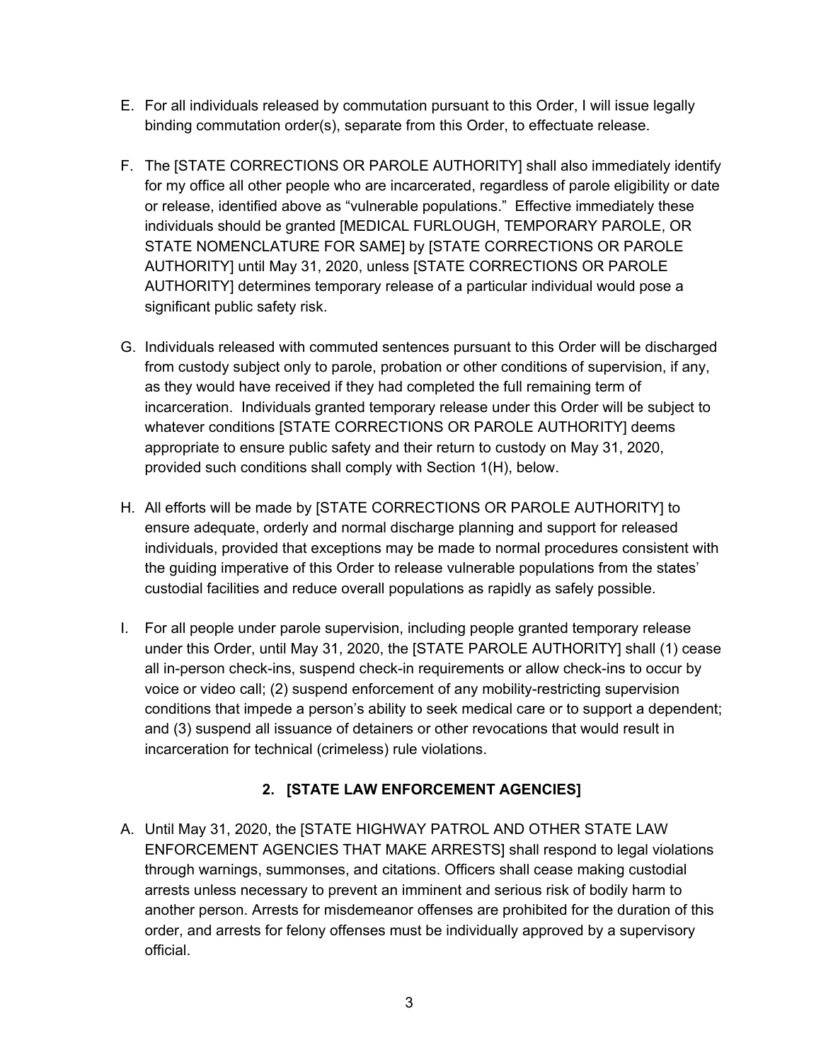E. For all individuals released by commutation pursuant to this Order, I will issue legally binding commutation order(s), separate from this Order, to effectuate release.

F. The [STATE CORRECTIONS OR PAROLE AUTHORITY] shall also immediately identify for my office all other people who are incarcerated, regardless of parole eligibility or date or release, identified above as "vulnerable populations." Effective immediately these individuals should be granted [MEDICAL FURLOUGH, TEMPORARY PAROLE, OR STATE NOMENCLATURE FOR SAME] by [STATE CORRECTIONS OR PAROLE AUTHORITY] until May 31, 2020, unless [STATE CORRECTIONS OR PAROLE AUTHORITY] determines temporary release of a particular individual would pose a significant public safety risk.

G. Individuals released with commuted sentences pursuant to this Order will be discharged from custody subject only to parole, probation or other conditions of supervision, if any, as they would have received if they had completed the full remaining term of incarceration. Individuals granted temporary release under this Order will be subject to whatever conditions [STATE CORRECTIONS OR PAROLE AUTHORITY] deems appropriate to ensure public safety and their return to custody on May 31, 2020, provided such conditions shall comply with Section 1(H), below.

H. All efforts will be made by [STATE CORRECTIONS OR PAROLE AUTHORITY] to ensure adequate, orderly and normal discharge planning and support for released individuals, provided that exceptions may be made to normal procedures consistent with the guiding imperative of this Order to release vulnerable populations from the states' custodial facilities and reduce overall populations as rapidly as safely possible.

I. For all people under parole supervision, including people granted temporary release under this Order, until May 31, 2020, the [STATE PAROLE AUTHORITY] shall (1) cease all in-person check-ins, suspend check-in requirements or allow check-ins to occur by voice or video call; (2) suspend enforcement of any mobility-restricting supervision conditions that impede a person's ability to seek medical care or to support a dependent; and (3) suspend all issuance of detainers or other revocations that would result in incarceration for technical (crimeless) rule violations.

## 2. [STATE LAW ENFORCEMENT AGENCIES]

A. Until May 31, 2020, the [STATE HIGHWAY PATROL AND OTHER STATE LAW ENFORCEMENT AGENCIES THAT MAKE ARRESTS] shall respond to legal violations through warnings, summonses, and citations. Officers shall cease making custodial arrests unless necessary to prevent an imminent and serious risk of bodily harm to another person. Arrests for misdemeanor offenses are prohibited for the duration of this order, and arrests for felony offenses must be individually approved by a supervisory official.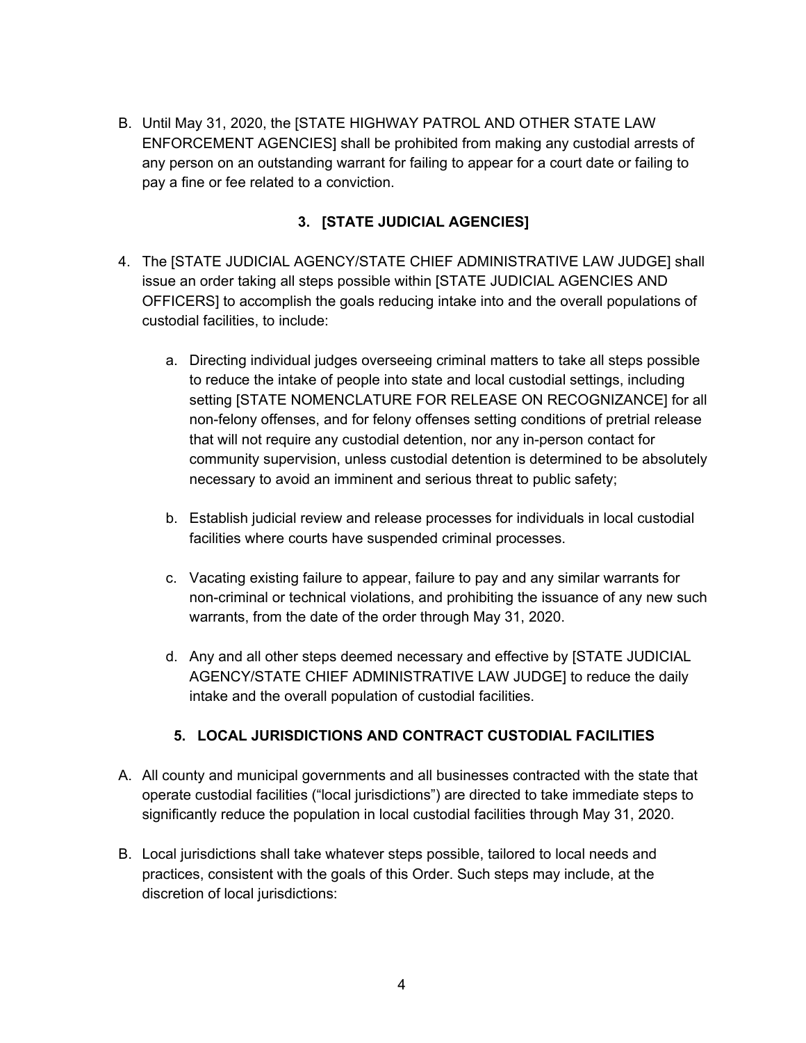B. Until May 31, 2020, the [STATE HIGHWAY PATROL AND OTHER STATE LAW ENFORCEMENT AGENCIES] shall be prohibited from making any custodial arrests of any person on an outstanding warrant for failing to appear for a court date or failing to pay a fine or fee related to a conviction.

### 3. [STATE JUDICIAL AGENCIES]

4. The [STATE JUDICIAL AGENCY/STATE CHIEF ADMINISTRATIVE LAW JUDGE] shall issue an order taking all steps possible within [STATE JUDICIAL AGENCIES AND OFFICERS] to accomplish the goals reducing intake into and the overall populations of custodial facilities, to include:

   a. Directing individual judges overseeing criminal matters to take all steps possible to reduce the intake of people into state and local custodial settings, including setting [STATE NOMENCLATURE FOR RELEASE ON RECOGNIZANCE] for all non-felony offenses, and for felony offenses setting conditions of pretrial release that will not require any custodial detention, nor any in-person contact for community supervision, unless custodial detention is determined to be absolutely necessary to avoid an imminent and serious threat to public safety;

   b. Establish judicial review and release processes for individuals in local custodial facilities where courts have suspended criminal processes.

   c. Vacating existing failure to appear, failure to pay and any similar warrants for non-criminal or technical violations, and prohibiting the issuance of any new such warrants, from the date of the order through May 31, 2020.

   d. Any and all other steps deemed necessary and effective by [STATE JUDICIAL AGENCY/STATE CHIEF ADMINISTRATIVE LAW JUDGE] to reduce the daily intake and the overall population of custodial facilities.

### 5. LOCAL JURISDICTIONS AND CONTRACT CUSTODIAL FACILITIES

A. All county and municipal governments and all businesses contracted with the state that operate custodial facilities ("local jurisdictions") are directed to take immediate steps to significantly reduce the population in local custodial facilities through May 31, 2020.

B. Local jurisdictions shall take whatever steps possible, tailored to local needs and practices, consistent with the goals of this Order. Such steps may include, at the discretion of local jurisdictions: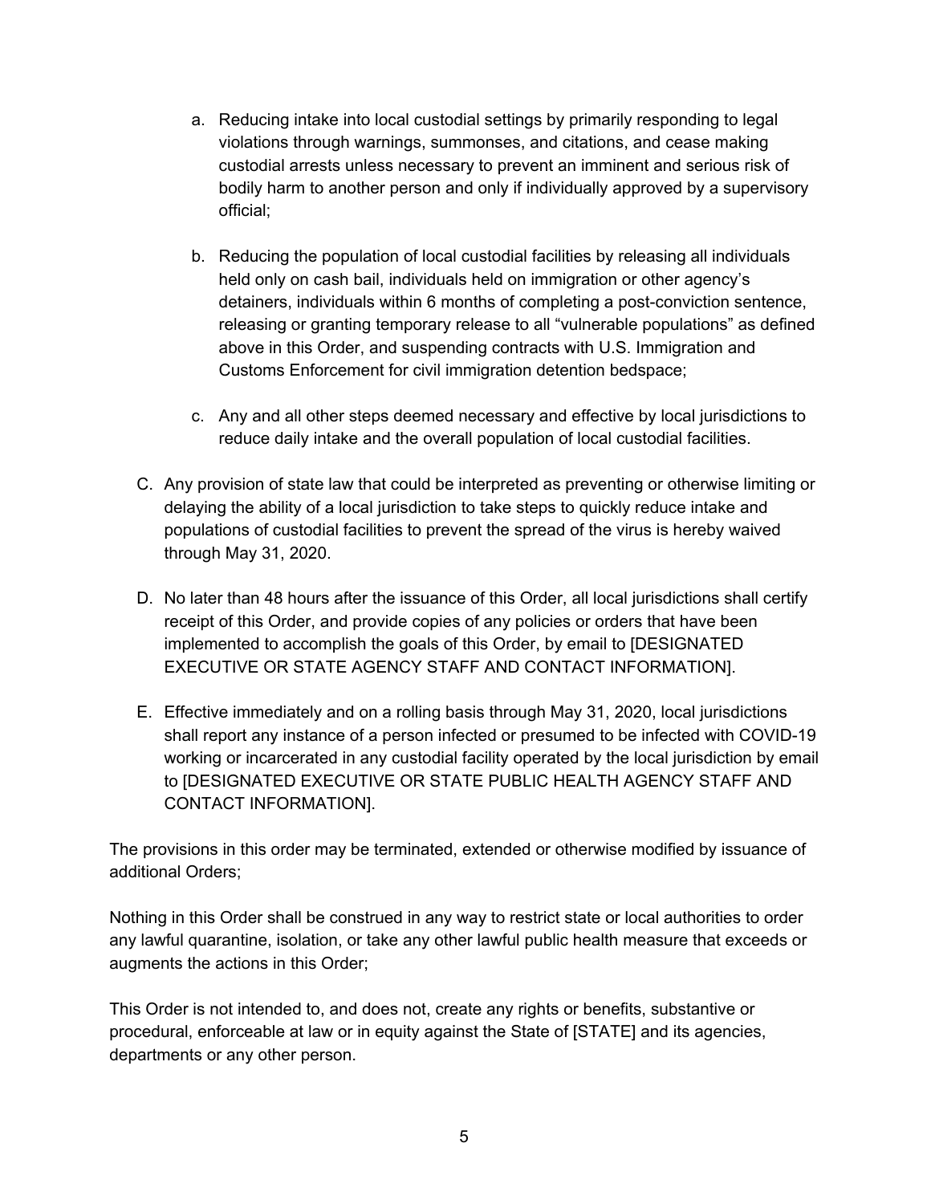a. Reducing intake into local custodial settings by primarily responding to legal violations through warnings, summonses, and citations, and cease making custodial arrests unless necessary to prevent an imminent and serious risk of bodily harm to another person and only if individually approved by a supervisory official;

   b. Reducing the population of local custodial facilities by releasing all individuals held only on cash bail, individuals held on immigration or other agency's detainers, individuals within 6 months of completing a post-conviction sentence, releasing or granting temporary release to all "vulnerable populations" as defined above in this Order, and suspending contracts with U.S. Immigration and Customs Enforcement for civil immigration detention bedspace;

   c. Any and all other steps deemed necessary and effective by local jurisdictions to reduce daily intake and the overall population of local custodial facilities.

C. Any provision of state law that could be interpreted as preventing or otherwise limiting or delaying the ability of a local jurisdiction to take steps to quickly reduce intake and populations of custodial facilities to prevent the spread of the virus is hereby waived through May 31, 2020.

D. No later than 48 hours after the issuance of this Order, all local jurisdictions shall certify receipt of this Order, and provide copies of any policies or orders that have been implemented to accomplish the goals of this Order, by email to [DESIGNATED EXECUTIVE OR STATE AGENCY STAFF AND CONTACT INFORMATION].

E. Effective immediately and on a rolling basis through May 31, 2020, local jurisdictions shall report any instance of a person infected or presumed to be infected with COVID-19 working or incarcerated in any custodial facility operated by the local jurisdiction by email to [DESIGNATED EXECUTIVE OR STATE PUBLIC HEALTH AGENCY STAFF AND CONTACT INFORMATION].

The provisions in this order may be terminated, extended or otherwise modified by issuance of additional Orders;

Nothing in this Order shall be construed in any way to restrict state or local authorities to order any lawful quarantine, isolation, or take any other lawful public health measure that exceeds or augments the actions in this Order;

This Order is not intended to, and does not, create any rights or benefits, substantive or procedural, enforceable at law or in equity against the State of [STATE] and its agencies, departments or any other person.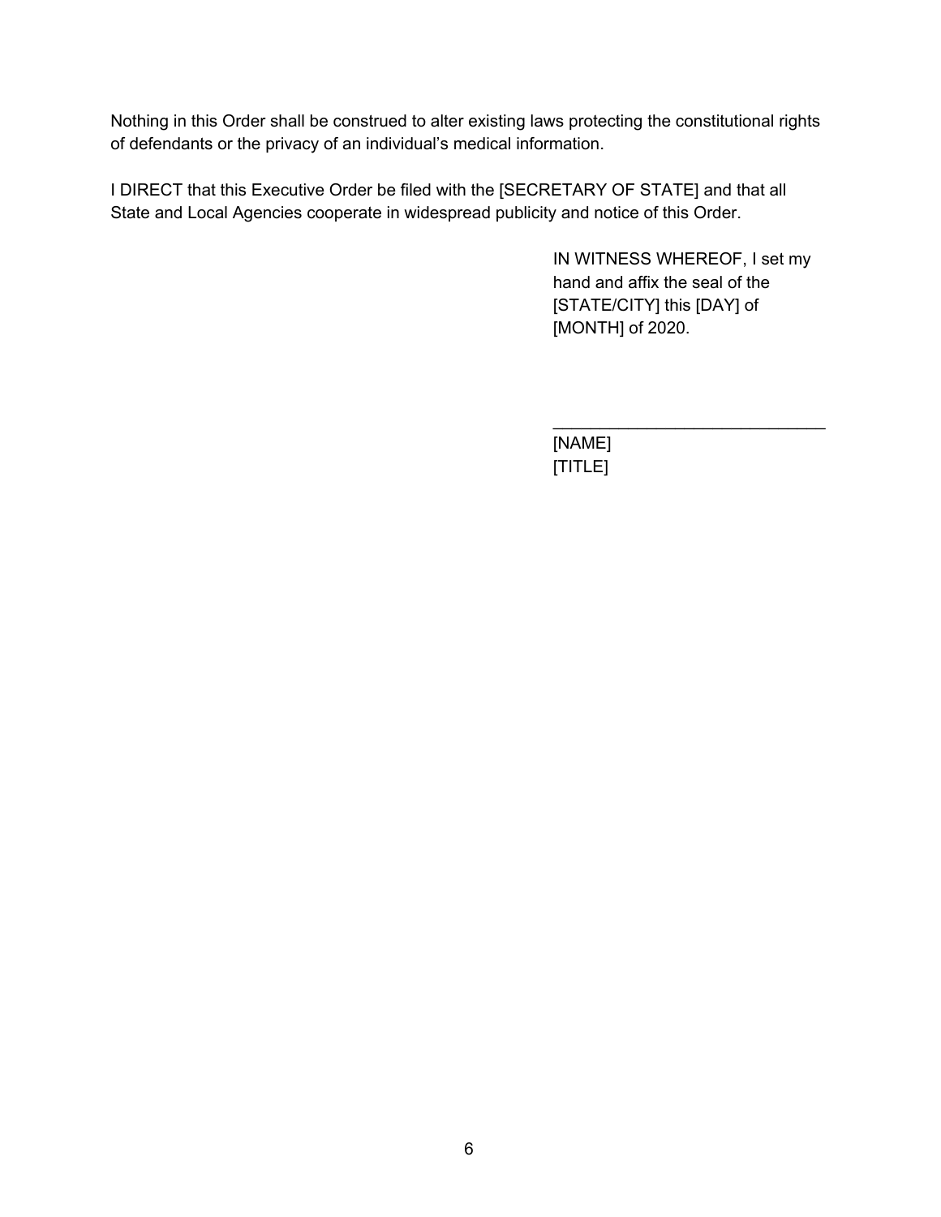Nothing in this Order shall be construed to alter existing laws protecting the constitutional rights of defendants or the privacy of an individual's medical information.

I DIRECT that this Executive Order be filed with the [SECRETARY OF STATE] and that all State and Local Agencies cooperate in widespread publicity and notice of this Order.

IN WITNESS WHEREOF, I set my hand and affix the seal of the [STATE/CITY] this [DAY] of [MONTH] of 2020.

_____________________________

[NAME]
[TITLE]